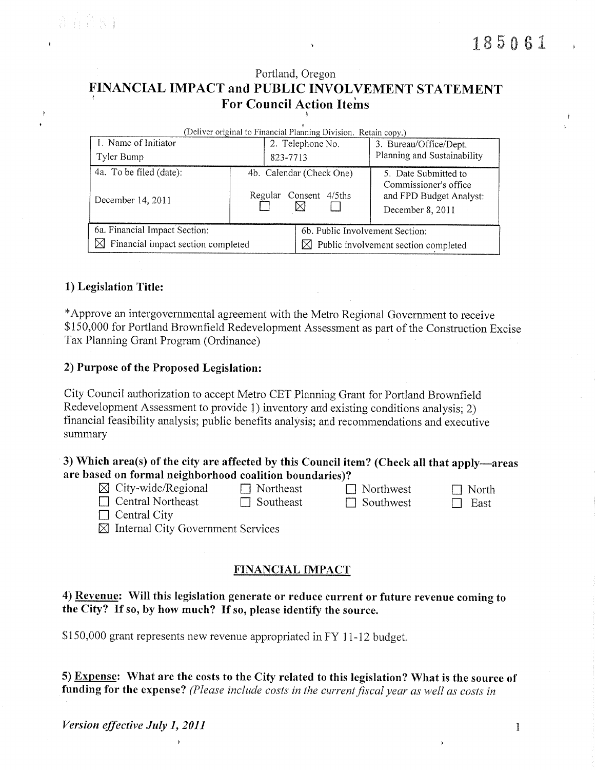185061

Portland, Oregon

# FINANCIAL IMPACT and PUBLIC INVOLVEMENT STATEMENT
## For Council Action Items

(Deliver original to Financial Planning Division. Retain copy.)

| 1. Name of Initiator | 2. Telephone No. | 3. Bureau/Office/Dept. |
|---|---|---|
| Tyler Bump | 823-7713 | Planning and Sustainability |
| 4a. To be filed (date): December 14, 2011 | 4b. Calendar (Check One) Regular ☐ Consent ☒ 4/5ths ☐ | 5. Date Submitted to Commissioner's office and FPD Budget Analyst: December 8, 2011 |
| 6a. Financial Impact Section: ☒ Financial impact section completed | 6b. Public Involvement Section: ☒ Public involvement section completed | |

### 1) Legislation Title:

*Approve an intergovernmental agreement with the Metro Regional Government to receive $150,000 for Portland Brownfield Redevelopment Assessment as part of the Construction Excise Tax Planning Grant Program (Ordinance)

### 2) Purpose of the Proposed Legislation:

City Council authorization to accept Metro CET Planning Grant for Portland Brownfield Redevelopment Assessment to provide 1) inventory and existing conditions analysis; 2) financial feasibility analysis; public benefits analysis; and recommendations and executive summary

### 3) Which area(s) of the city are affected by this Council item? (Check all that apply—areas are based on formal neighborhood coalition boundaries)?

☒ City-wide/Regional ☐ Northeast ☐ Northwest ☐ North
☐ Central Northeast ☐ Southeast ☐ Southwest ☐ East
☐ Central City
☒ Internal City Government Services

## FINANCIAL IMPACT

### 4) Revenue: Will this legislation generate or reduce current or future revenue coming to the City? If so, by how much? If so, please identify the source.

$150,000 grant represents new revenue appropriated in FY 11-12 budget.

### 5) Expense: What are the costs to the City related to this legislation? What is the source of funding for the expense? *(Please include costs in the current fiscal year as well as costs in*

*Version effective July 1, 2011*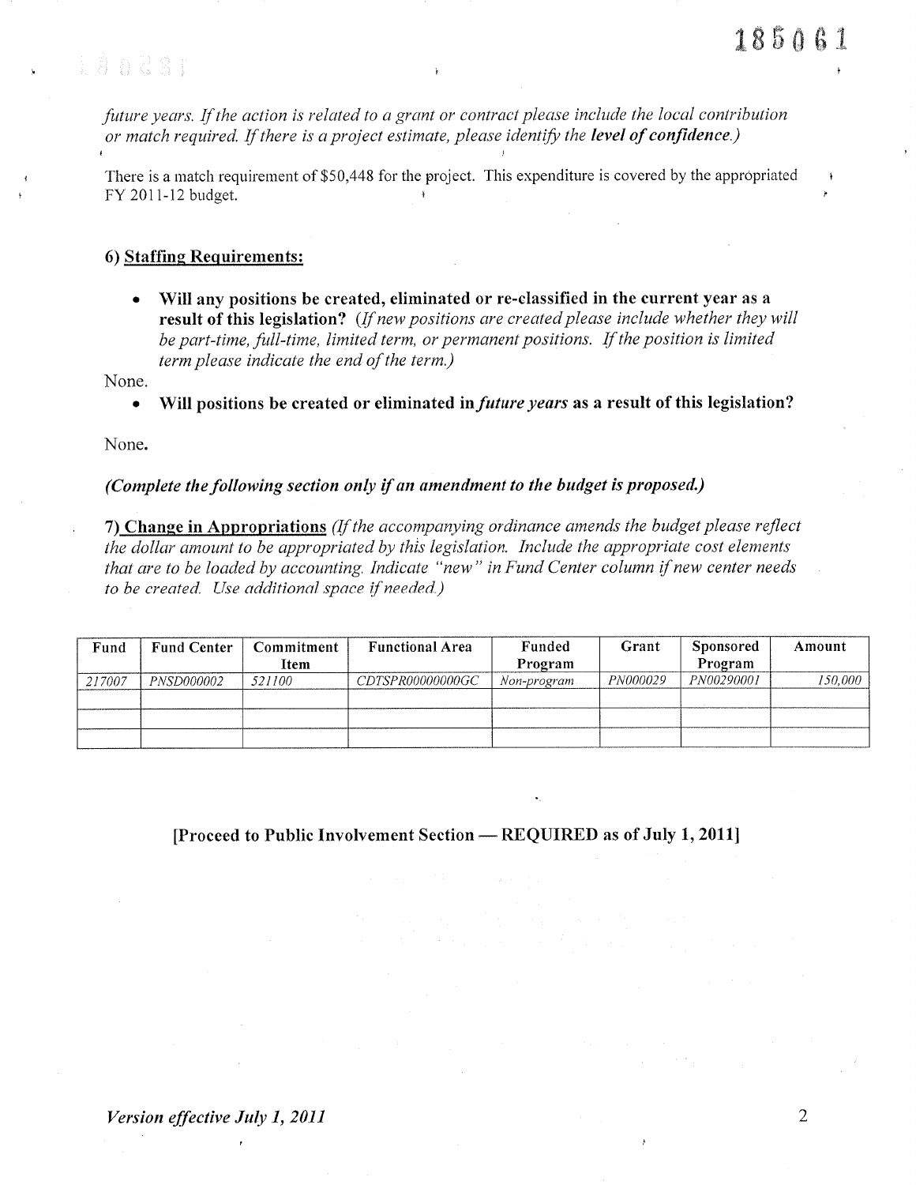*future years. If the action is related to a grant or contract please include the local contribution or match required. If there is a project estimate, please identify the* ***level of confidence.****)*

There is a match requirement of $50,448 for the project. This expenditure is covered by the appropriated FY 2011-12 budget.

**6) Staffing Requirements:**

- **Will any positions be created, eliminated or re-classified in the current year as a result of this legislation?** *(If new positions are created please include whether they will be part-time, full-time, limited term, or permanent positions. If the position is limited term please indicate the end of the term.)*

None.

- **Will positions be created or eliminated in** ***future years*** **as a result of this legislation?**

None.

***(Complete the following section only if an amendment to the budget is proposed.)***

**7) Change in Appropriations** *(If the accompanying ordinance amends the budget please reflect the dollar amount to be appropriated by this legislation. Include the appropriate cost elements that are to be loaded by accounting. Indicate "new" in Fund Center column if new center needs to be created. Use additional space if needed.)*

| Fund | Fund Center | Commitment Item | Functional Area | Funded Program | Grant | Sponsored Program | Amount |
|---|---|---|---|---|---|---|---|
| 217007 | PNSD000002 | 521100 | CDTSPR00000000GC | Non-program | PN000029 | PN00290001 | 150,000 |
| | | | | | | | |
| | | | | | | | |
| | | | | | | | |

**[Proceed to Public Involvement Section — REQUIRED as of July 1, 2011]**

***Version effective July 1, 2011***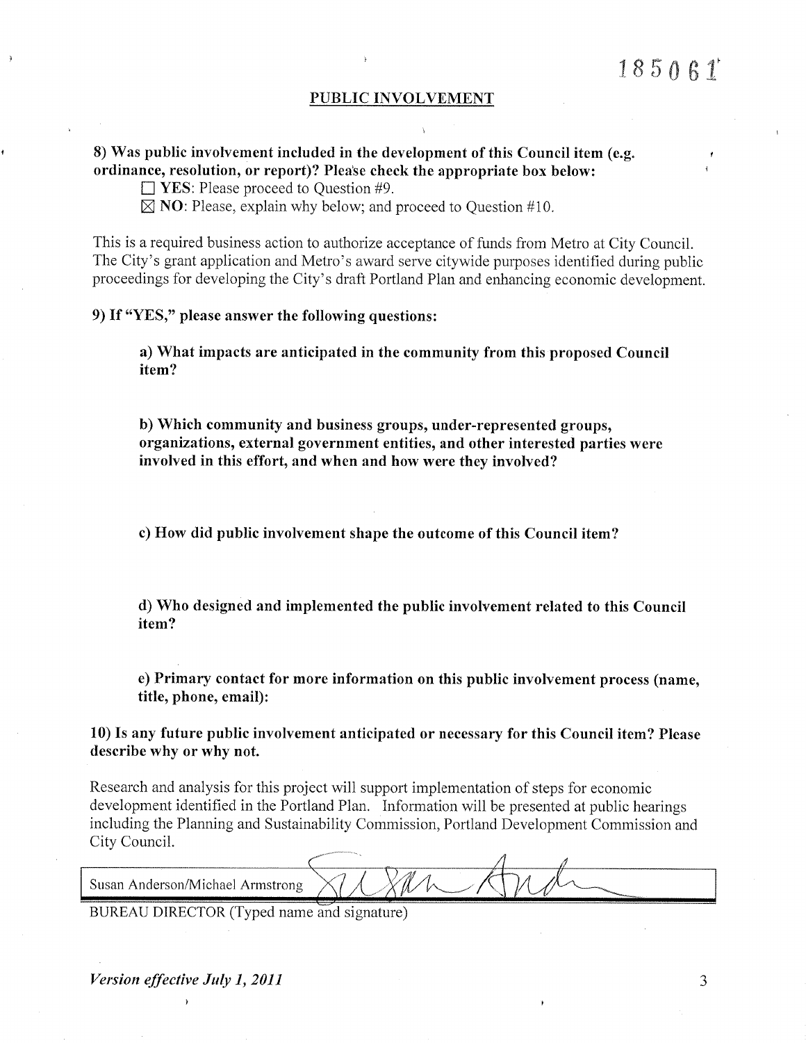185061

## PUBLIC INVOLVEMENT

**8) Was public involvement included in the development of this Council item (e.g. ordinance, resolution, or report)? Please check the appropriate box below:**

☐ **YES**: Please proceed to Question #9.

☒ **NO**: Please, explain why below; and proceed to Question #10.

This is a required business action to authorize acceptance of funds from Metro at City Council. The City's grant application and Metro's award serve citywide purposes identified during public proceedings for developing the City's draft Portland Plan and enhancing economic development.

**9) If "YES," please answer the following questions:**

**a) What impacts are anticipated in the community from this proposed Council item?**

**b) Which community and business groups, under-represented groups, organizations, external government entities, and other interested parties were involved in this effort, and when and how were they involved?**

**c) How did public involvement shape the outcome of this Council item?**

**d) Who designed and implemented the public involvement related to this Council item?**

**e) Primary contact for more information on this public involvement process (name, title, phone, email):**

**10) Is any future public involvement anticipated or necessary for this Council item? Please describe why or why not.**

Research and analysis for this project will support implementation of steps for economic development identified in the Portland Plan. Information will be presented at public hearings including the Planning and Sustainability Commission, Portland Development Commission and City Council.

Susan Anderson/Michael Armstrong

BUREAU DIRECTOR (Typed name and signature)

*Version effective July 1, 2011*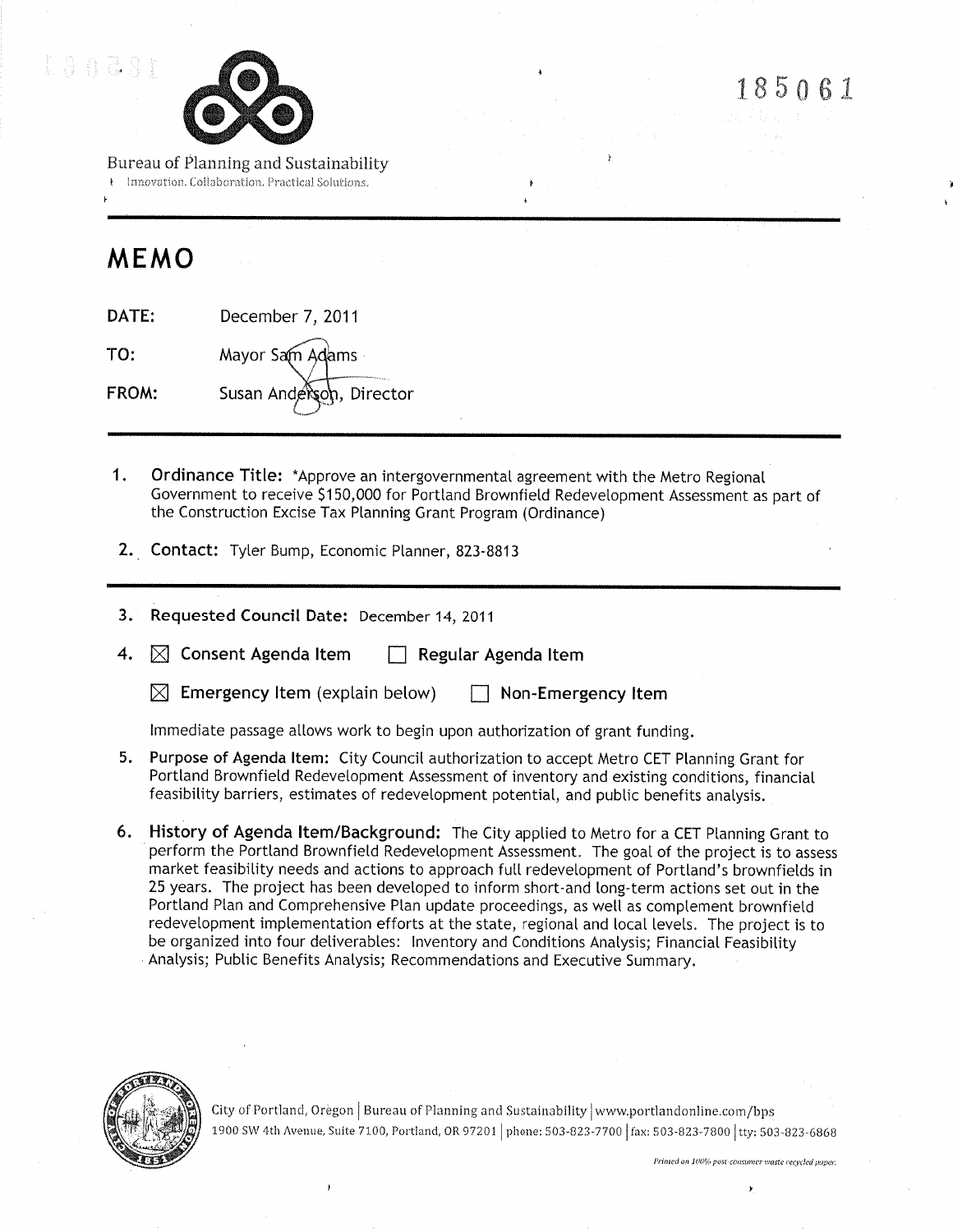185061

Bureau of Planning and Sustainability
Innovation. Collaboration. Practical Solutions.

# MEMO

**DATE:** December 7, 2011

**TO:** Mayor Sam Adams

**FROM:** Susan Anderson, Director

1. **Ordinance Title:** *Approve an intergovernmental agreement with the Metro Regional Government to receive $150,000 for Portland Brownfield Redevelopment Assessment as part of the Construction Excise Tax Planning Grant Program (Ordinance)

2. **Contact:** Tyler Bump, Economic Planner, 823-8813

3. **Requested Council Date:** December 14, 2011

4. ☒ **Consent Agenda Item** ☐ **Regular Agenda Item**

   ☒ **Emergency Item** (explain below) ☐ **Non-Emergency Item**

   Immediate passage allows work to begin upon authorization of grant funding.

5. **Purpose of Agenda Item:** City Council authorization to accept Metro CET Planning Grant for Portland Brownfield Redevelopment Assessment of inventory and existing conditions, financial feasibility barriers, estimates of redevelopment potential, and public benefits analysis.

6. **History of Agenda Item/Background:** The City applied to Metro for a CET Planning Grant to perform the Portland Brownfield Redevelopment Assessment. The goal of the project is to assess market feasibility needs and actions to approach full redevelopment of Portland's brownfields in 25 years. The project has been developed to inform short-and long-term actions set out in the Portland Plan and Comprehensive Plan update proceedings, as well as complement brownfield redevelopment implementation efforts at the state, regional and local levels. The project is to be organized into four deliverables: Inventory and Conditions Analysis; Financial Feasibility Analysis; Public Benefits Analysis; Recommendations and Executive Summary.

City of Portland, Oregon | Bureau of Planning and Sustainability | www.portlandonline.com/bps
1900 SW 4th Avenue, Suite 7100, Portland, OR 97201 | phone: 503-823-7700 | fax: 503-823-7800 | tty: 503-823-6868

*Printed on 100% post-consumer waste recycled paper.*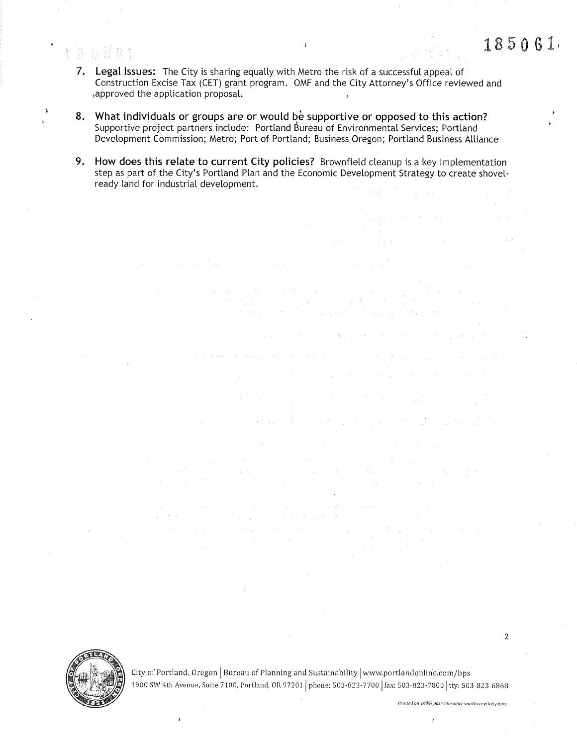185061

7. **Legal Issues:** The City is sharing equally with Metro the risk of a successful appeal of Construction Excise Tax (CET) grant program. OMF and the City Attorney's Office reviewed and approved the application proposal.

8. **What individuals or groups are or would be supportive or opposed to this action?** Supportive project partners include: Portland Bureau of Environmental Services; Portland Development Commission; Metro; Port of Portland; Business Oregon; Portland Business Alliance

9. **How does this relate to current City policies?** Brownfield cleanup is a key implementation step as part of the City's Portland Plan and the Economic Development Strategy to create shovel-ready land for industrial development.

City of Portland, Oregon | Bureau of Planning and Sustainability | www.portlandonline.com/bps
1900 SW 4th Avenue, Suite 7100, Portland, OR 97201 | phone: 503-823-7700 | fax: 503-823-7800 | tty: 503-823-6868

*Printed on 100% post-consumer waste recycled paper.*